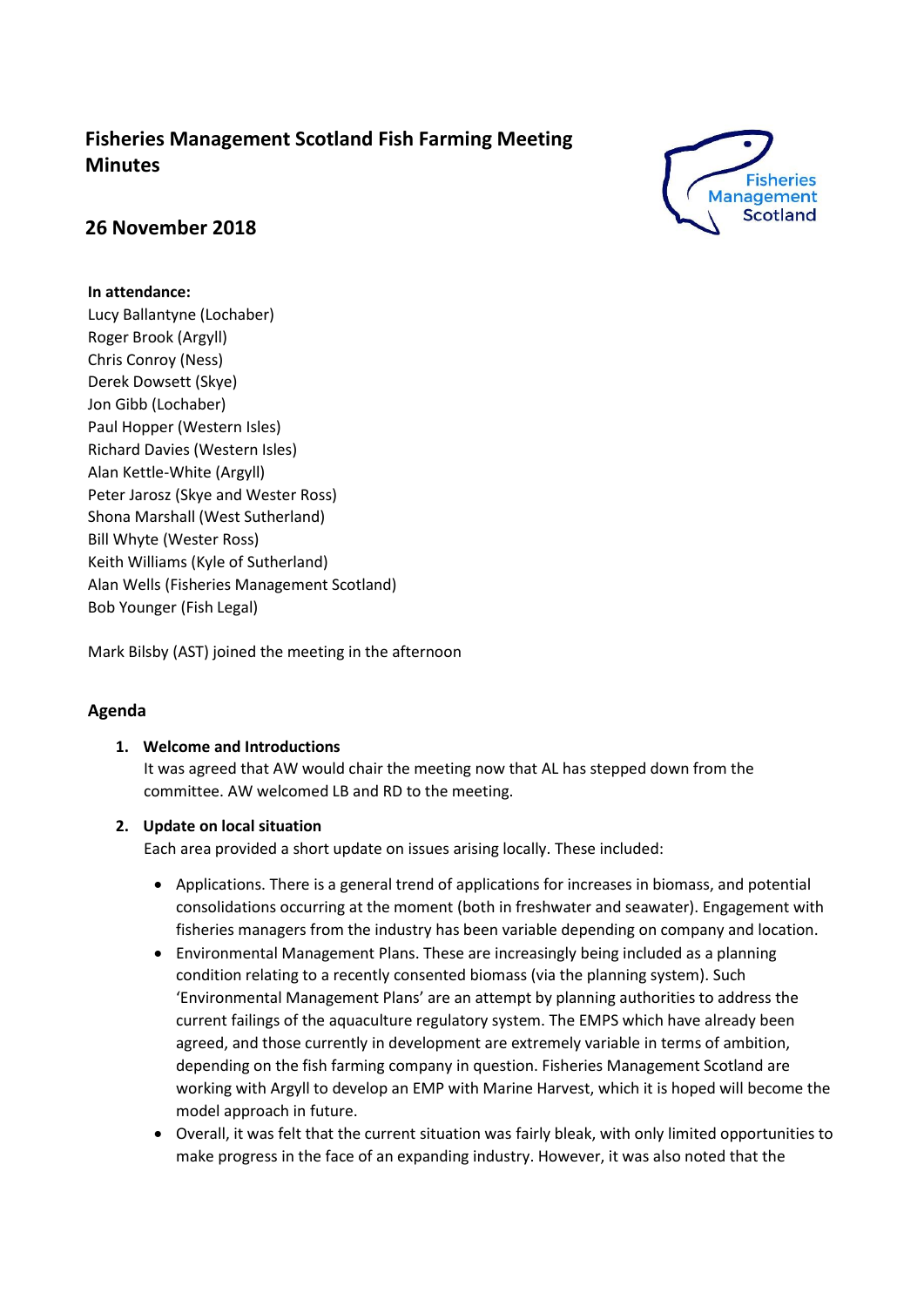# Fisheries Management Scotland Fish Farming Meeting Minutes

## 26 November 2018

**In attendance:**
Lucy Ballantyne (Lochaber)
Roger Brook (Argyll)
Chris Conroy (Ness)
Derek Dowsett (Skye)
Jon Gibb (Lochaber)
Paul Hopper (Western Isles)
Richard Davies (Western Isles)
Alan Kettle-White (Argyll)
Peter Jarosz (Skye and Wester Ross)
Shona Marshall (West Sutherland)
Bill Whyte (Wester Ross)
Keith Williams (Kyle of Sutherland)
Alan Wells (Fisheries Management Scotland)
Bob Younger (Fish Legal)

Mark Bilsby (AST) joined the meeting in the afternoon

### Agenda

1. **Welcome and Introductions**
   It was agreed that AW would chair the meeting now that AL has stepped down from the committee. AW welcomed LB and RD to the meeting.

2. **Update on local situation**
   Each area provided a short update on issues arising locally. These included:

   - Applications. There is a general trend of applications for increases in biomass, and potential consolidations occurring at the moment (both in freshwater and seawater). Engagement with fisheries managers from the industry has been variable depending on company and location.
   - Environmental Management Plans. These are increasingly being included as a planning condition relating to a recently consented biomass (via the planning system). Such 'Environmental Management Plans' are an attempt by planning authorities to address the current failings of the aquaculture regulatory system. The EMPS which have already been agreed, and those currently in development are extremely variable in terms of ambition, depending on the fish farming company in question. Fisheries Management Scotland are working with Argyll to develop an EMP with Marine Harvest, which it is hoped will become the model approach in future.
   - Overall, it was felt that the current situation was fairly bleak, with only limited opportunities to make progress in the face of an expanding industry. However, it was also noted that the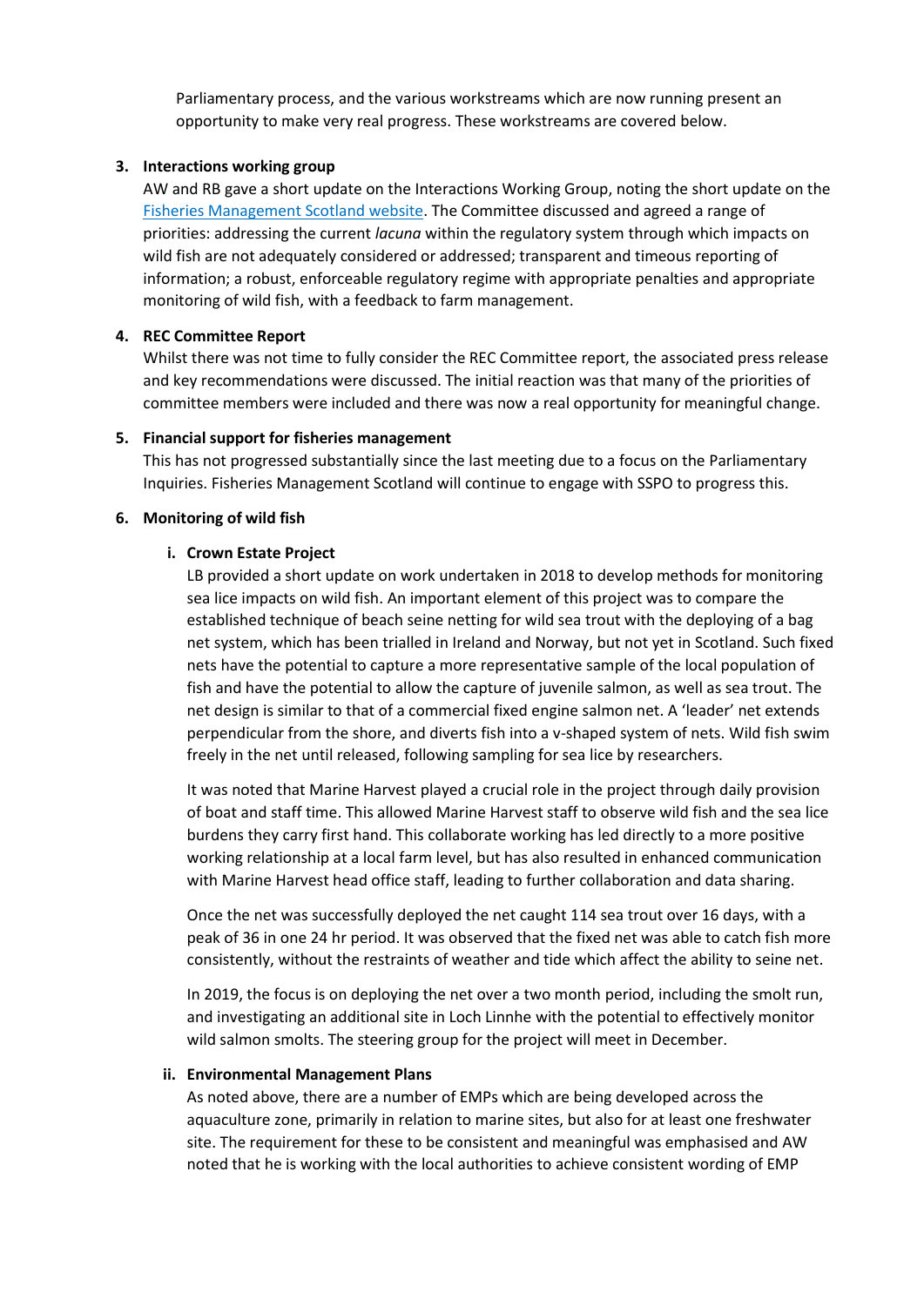Parliamentary process, and the various workstreams which are now running present an opportunity to make very real progress. These workstreams are covered below.

**3. Interactions working group**

AW and RB gave a short update on the Interactions Working Group, noting the short update on the [Fisheries Management Scotland website](). The Committee discussed and agreed a range of priorities: addressing the current *lacuna* within the regulatory system through which impacts on wild fish are not adequately considered or addressed; transparent and timeous reporting of information; a robust, enforceable regulatory regime with appropriate penalties and appropriate monitoring of wild fish, with a feedback to farm management.

**4. REC Committee Report**

Whilst there was not time to fully consider the REC Committee report, the associated press release and key recommendations were discussed. The initial reaction was that many of the priorities of committee members were included and there was now a real opportunity for meaningful change.

**5. Financial support for fisheries management**

This has not progressed substantially since the last meeting due to a focus on the Parliamentary Inquiries. Fisheries Management Scotland will continue to engage with SSPO to progress this.

**6. Monitoring of wild fish**

**i. Crown Estate Project**

LB provided a short update on work undertaken in 2018 to develop methods for monitoring sea lice impacts on wild fish. An important element of this project was to compare the established technique of beach seine netting for wild sea trout with the deploying of a bag net system, which has been trialled in Ireland and Norway, but not yet in Scotland. Such fixed nets have the potential to capture a more representative sample of the local population of fish and have the potential to allow the capture of juvenile salmon, as well as sea trout. The net design is similar to that of a commercial fixed engine salmon net. A 'leader' net extends perpendicular from the shore, and diverts fish into a v-shaped system of nets. Wild fish swim freely in the net until released, following sampling for sea lice by researchers.

It was noted that Marine Harvest played a crucial role in the project through daily provision of boat and staff time. This allowed Marine Harvest staff to observe wild fish and the sea lice burdens they carry first hand. This collaborate working has led directly to a more positive working relationship at a local farm level, but has also resulted in enhanced communication with Marine Harvest head office staff, leading to further collaboration and data sharing.

Once the net was successfully deployed the net caught 114 sea trout over 16 days, with a peak of 36 in one 24 hr period. It was observed that the fixed net was able to catch fish more consistently, without the restraints of weather and tide which affect the ability to seine net.

In 2019, the focus is on deploying the net over a two month period, including the smolt run, and investigating an additional site in Loch Linnhe with the potential to effectively monitor wild salmon smolts. The steering group for the project will meet in December.

**ii. Environmental Management Plans**

As noted above, there are a number of EMPs which are being developed across the aquaculture zone, primarily in relation to marine sites, but also for at least one freshwater site. The requirement for these to be consistent and meaningful was emphasised and AW noted that he is working with the local authorities to achieve consistent wording of EMP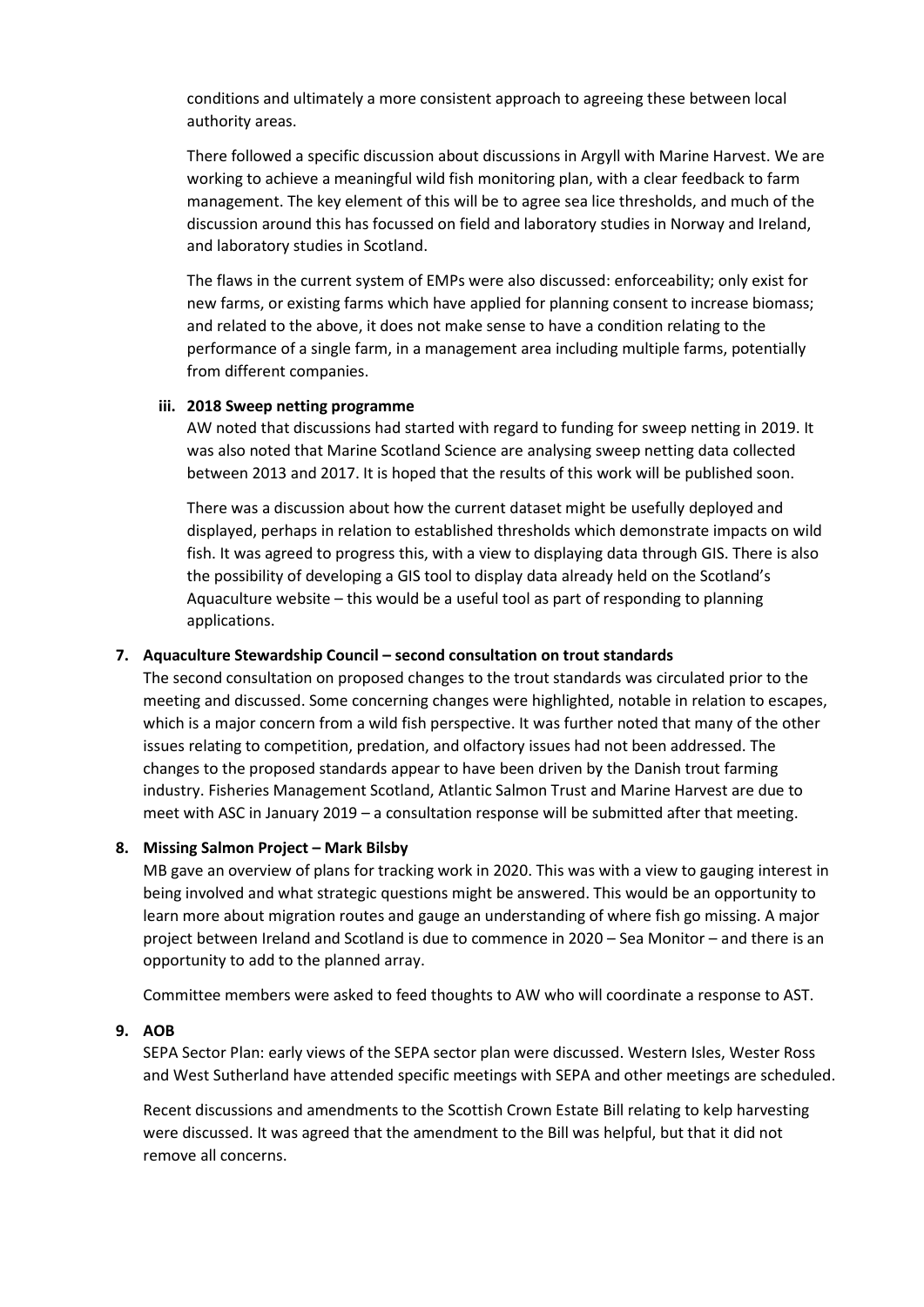conditions and ultimately a more consistent approach to agreeing these between local authority areas.

There followed a specific discussion about discussions in Argyll with Marine Harvest. We are working to achieve a meaningful wild fish monitoring plan, with a clear feedback to farm management. The key element of this will be to agree sea lice thresholds, and much of the discussion around this has focussed on field and laboratory studies in Norway and Ireland, and laboratory studies in Scotland.

The flaws in the current system of EMPs were also discussed: enforceability; only exist for new farms, or existing farms which have applied for planning consent to increase biomass; and related to the above, it does not make sense to have a condition relating to the performance of a single farm, in a management area including multiple farms, potentially from different companies.

**iii. 2018 Sweep netting programme**

AW noted that discussions had started with regard to funding for sweep netting in 2019. It was also noted that Marine Scotland Science are analysing sweep netting data collected between 2013 and 2017. It is hoped that the results of this work will be published soon.

There was a discussion about how the current dataset might be usefully deployed and displayed, perhaps in relation to established thresholds which demonstrate impacts on wild fish. It was agreed to progress this, with a view to displaying data through GIS. There is also the possibility of developing a GIS tool to display data already held on the Scotland's Aquaculture website – this would be a useful tool as part of responding to planning applications.

**7. Aquaculture Stewardship Council – second consultation on trout standards**

The second consultation on proposed changes to the trout standards was circulated prior to the meeting and discussed. Some concerning changes were highlighted, notable in relation to escapes, which is a major concern from a wild fish perspective. It was further noted that many of the other issues relating to competition, predation, and olfactory issues had not been addressed. The changes to the proposed standards appear to have been driven by the Danish trout farming industry. Fisheries Management Scotland, Atlantic Salmon Trust and Marine Harvest are due to meet with ASC in January 2019 – a consultation response will be submitted after that meeting.

**8. Missing Salmon Project – Mark Bilsby**

MB gave an overview of plans for tracking work in 2020. This was with a view to gauging interest in being involved and what strategic questions might be answered. This would be an opportunity to learn more about migration routes and gauge an understanding of where fish go missing. A major project between Ireland and Scotland is due to commence in 2020 – Sea Monitor – and there is an opportunity to add to the planned array.

Committee members were asked to feed thoughts to AW who will coordinate a response to AST.

**9. AOB**

SEPA Sector Plan: early views of the SEPA sector plan were discussed. Western Isles, Wester Ross and West Sutherland have attended specific meetings with SEPA and other meetings are scheduled.

Recent discussions and amendments to the Scottish Crown Estate Bill relating to kelp harvesting were discussed. It was agreed that the amendment to the Bill was helpful, but that it did not remove all concerns.